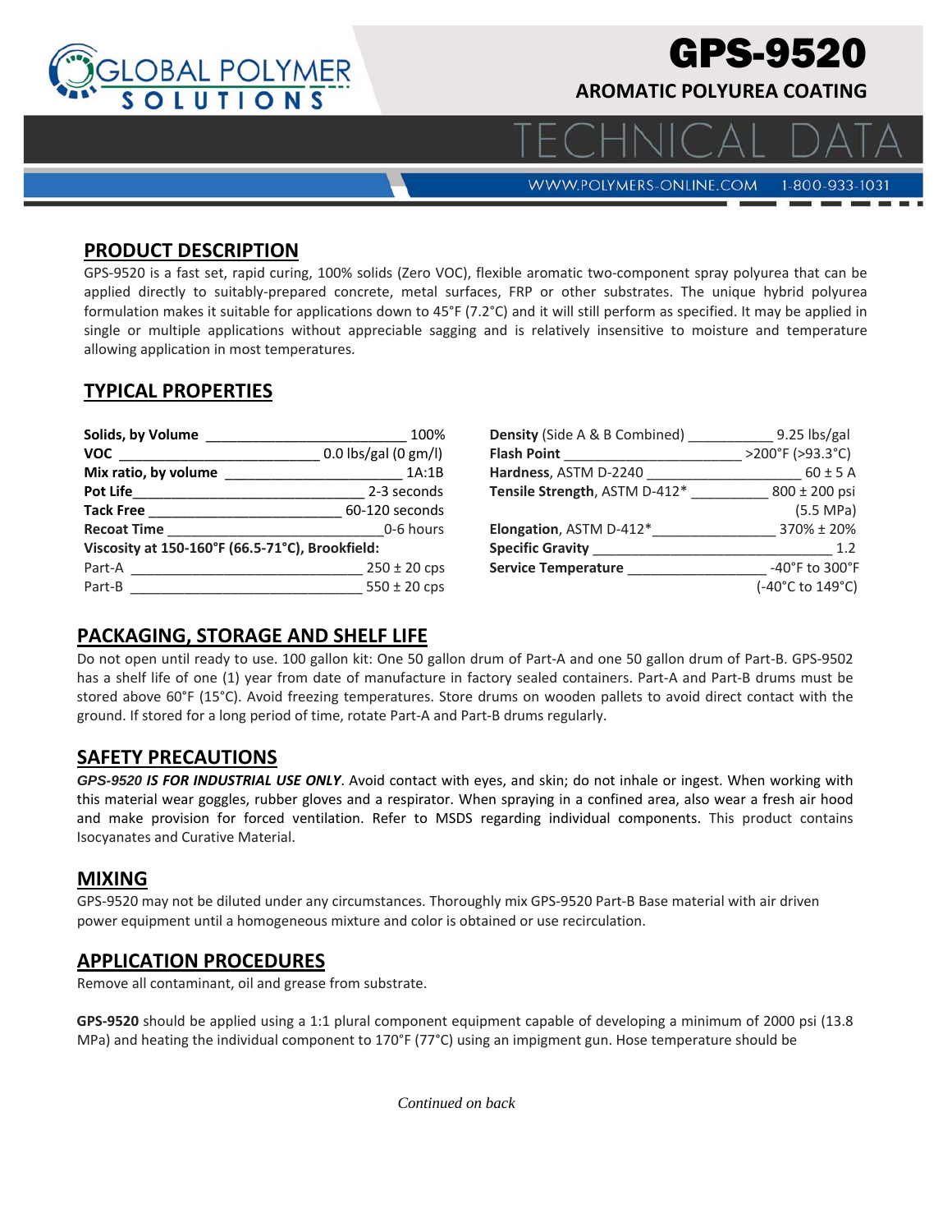# GPS-9520

## AROMATIC POLYUREA COATING

# TECHNICAL DATA

WWW.POLYMERS-ONLINE.COM 1-800-933-1031

## PRODUCT DESCRIPTION

GPS-9520 is a fast set, rapid curing, 100% solids (Zero VOC), flexible aromatic two-component spray polyurea that can be applied directly to suitably-prepared concrete, metal surfaces, FRP or other substrates. The unique hybrid polyurea formulation makes it suitable for applications down to 45°F (7.2°C) and it will still perform as specified. It may be applied in single or multiple applications without appreciable sagging and is relatively insensitive to moisture and temperature allowing application in most temperatures.

## TYPICAL PROPERTIES

| Property | Value |
|---|---|
| **Solids, by Volume** | 100% |
| **VOC** | 0.0 lbs/gal (0 gm/l) |
| **Mix ratio, by volume** | 1A:1B |
| **Pot Life** | 2-3 seconds |
| **Tack Free** | 60-120 seconds |
| **Recoat Time** | 0-6 hours |
| **Viscosity at 150-160°F (66.5-71°C), Brookfield:** | |
| Part-A | 250 ± 20 cps |
| Part-B | 550 ± 20 cps |

| Property | Value |
|---|---|
| **Density** (Side A & B Combined) | 9.25 lbs/gal |
| **Flash Point** | >200°F (>93.3°C) |
| **Hardness**, ASTM D-2240 | 60 ± 5 A |
| **Tensile Strength**, ASTM D-412* | 800 ± 200 psi (5.5 MPa) |
| **Elongation**, ASTM D-412* | 370% ± 20% |
| **Specific Gravity** | 1.2 |
| **Service Temperature** | -40°F to 300°F (-40°C to 149°C) |

## PACKAGING, STORAGE AND SHELF LIFE

Do not open until ready to use. 100 gallon kit: One 50 gallon drum of Part-A and one 50 gallon drum of Part-B. GPS-9502 has a shelf life of one (1) year from date of manufacture in factory sealed containers. Part-A and Part-B drums must be stored above 60°F (15°C). Avoid freezing temperatures. Store drums on wooden pallets to avoid direct contact with the ground. If stored for a long period of time, rotate Part-A and Part-B drums regularly.

## SAFETY PRECAUTIONS

***GPS-9520 IS FOR INDUSTRIAL USE ONLY***. Avoid contact with eyes, and skin; do not inhale or ingest. When working with this material wear goggles, rubber gloves and a respirator. When spraying in a confined area, also wear a fresh air hood and make provision for forced ventilation. Refer to MSDS regarding individual components. This product contains Isocyanates and Curative Material.

## MIXING

GPS-9520 may not be diluted under any circumstances. Thoroughly mix GPS-9520 Part-B Base material with air driven power equipment until a homogeneous mixture and color is obtained or use recirculation.

## APPLICATION PROCEDURES

Remove all contaminant, oil and grease from substrate.

**GPS-9520** should be applied using a 1:1 plural component equipment capable of developing a minimum of 2000 psi (13.8 MPa) and heating the individual component to 170°F (77°C) using an impigment gun. Hose temperature should be

*Continued on back*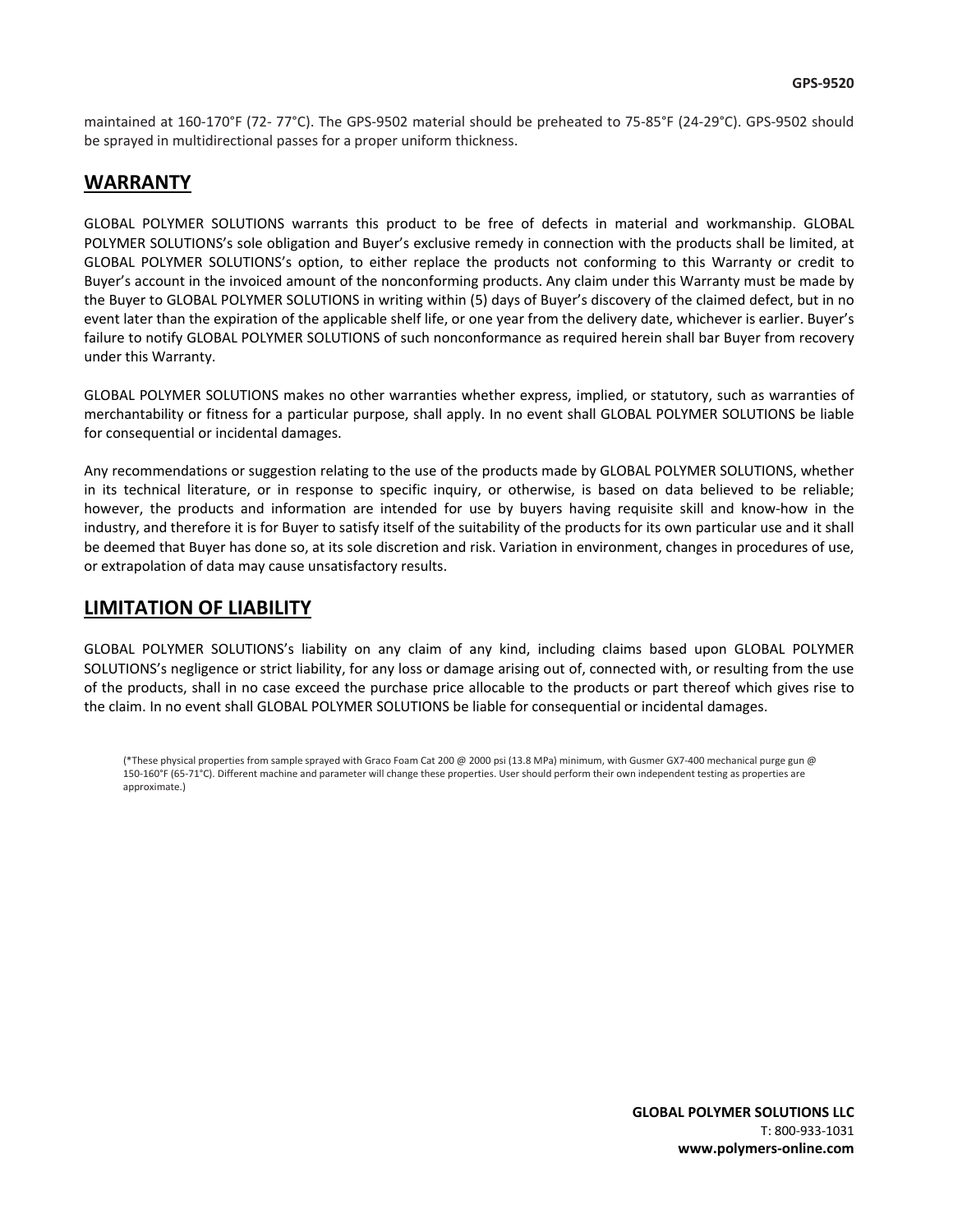maintained at 160-170°F (72- 77°C). The GPS-9502 material should be preheated to 75-85°F (24-29°C). GPS-9502 should be sprayed in multidirectional passes for a proper uniform thickness.

## WARRANTY

GLOBAL POLYMER SOLUTIONS warrants this product to be free of defects in material and workmanship. GLOBAL POLYMER SOLUTIONS's sole obligation and Buyer's exclusive remedy in connection with the products shall be limited, at GLOBAL POLYMER SOLUTIONS's option, to either replace the products not conforming to this Warranty or credit to Buyer's account in the invoiced amount of the nonconforming products. Any claim under this Warranty must be made by the Buyer to GLOBAL POLYMER SOLUTIONS in writing within (5) days of Buyer's discovery of the claimed defect, but in no event later than the expiration of the applicable shelf life, or one year from the delivery date, whichever is earlier. Buyer's failure to notify GLOBAL POLYMER SOLUTIONS of such nonconformance as required herein shall bar Buyer from recovery under this Warranty.

GLOBAL POLYMER SOLUTIONS makes no other warranties whether express, implied, or statutory, such as warranties of merchantability or fitness for a particular purpose, shall apply. In no event shall GLOBAL POLYMER SOLUTIONS be liable for consequential or incidental damages.

Any recommendations or suggestion relating to the use of the products made by GLOBAL POLYMER SOLUTIONS, whether in its technical literature, or in response to specific inquiry, or otherwise, is based on data believed to be reliable; however, the products and information are intended for use by buyers having requisite skill and know-how in the industry, and therefore it is for Buyer to satisfy itself of the suitability of the products for its own particular use and it shall be deemed that Buyer has done so, at its sole discretion and risk. Variation in environment, changes in procedures of use, or extrapolation of data may cause unsatisfactory results.

## LIMITATION OF LIABILITY

GLOBAL POLYMER SOLUTIONS's liability on any claim of any kind, including claims based upon GLOBAL POLYMER SOLUTIONS's negligence or strict liability, for any loss or damage arising out of, connected with, or resulting from the use of the products, shall in no case exceed the purchase price allocable to the products or part thereof which gives rise to the claim. In no event shall GLOBAL POLYMER SOLUTIONS be liable for consequential or incidental damages.

(*These physical properties from sample sprayed with Graco Foam Cat 200 @ 2000 psi (13.8 MPa) minimum, with Gusmer GX7-400 mechanical purge gun @ 150-160°F (65-71°C). Different machine and parameter will change these properties. User should perform their own independent testing as properties are approximate.)

**GLOBAL POLYMER SOLUTIONS LLC**
T: 800-933-1031
**www.polymers-online.com**